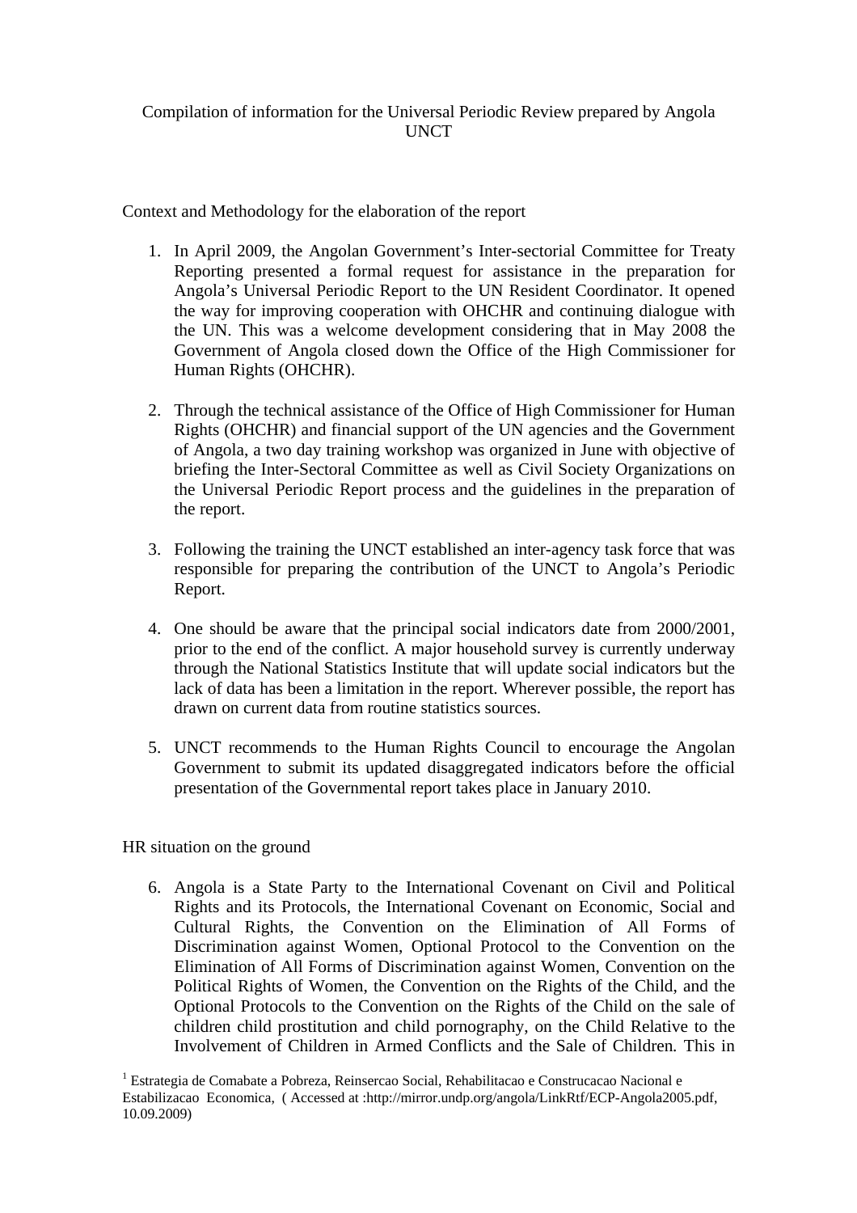Compilation of information for the Universal Periodic Review prepared by Angola UNCT

Context and Methodology for the elaboration of the report

1. In April 2009, the Angolan Government's Inter-sectorial Committee for Treaty Reporting presented a formal request for assistance in the preparation for Angola's Universal Periodic Report to the UN Resident Coordinator. It opened the way for improving cooperation with OHCHR and continuing dialogue with the UN. This was a welcome development considering that in May 2008 the Government of Angola closed down the Office of the High Commissioner for Human Rights (OHCHR).

2. Through the technical assistance of the Office of High Commissioner for Human Rights (OHCHR) and financial support of the UN agencies and the Government of Angola, a two day training workshop was organized in June with objective of briefing the Inter-Sectoral Committee as well as Civil Society Organizations on the Universal Periodic Report process and the guidelines in the preparation of the report.

3. Following the training the UNCT established an inter-agency task force that was responsible for preparing the contribution of the UNCT to Angola's Periodic Report.

4. One should be aware that the principal social indicators date from 2000/2001, prior to the end of the conflict. A major household survey is currently underway through the National Statistics Institute that will update social indicators but the lack of data has been a limitation in the report. Wherever possible, the report has drawn on current data from routine statistics sources.

5. UNCT recommends to the Human Rights Council to encourage the Angolan Government to submit its updated disaggregated indicators before the official presentation of the Governmental report takes place in January 2010.

HR situation on the ground

6. Angola is a State Party to the International Covenant on Civil and Political Rights and its Protocols, the International Covenant on Economic, Social and Cultural Rights, the Convention on the Elimination of All Forms of Discrimination against Women, Optional Protocol to the Convention on the Elimination of All Forms of Discrimination against Women, Convention on the Political Rights of Women, the Convention on the Rights of the Child, and the Optional Protocols to the Convention on the Rights of the Child on the sale of children child prostitution and child pornography, on the Child Relative to the Involvement of Children in Armed Conflicts and the Sale of Children. This in

[1] Estrategia de Comabate a Pobreza, Reinsercao Social, Rehabilitacao e Construcacao Nacional e Estabilizacao Economica, ( Accessed at :http://mirror.undp.org/angola/LinkRtf/ECP-Angola2005.pdf, 10.09.2009)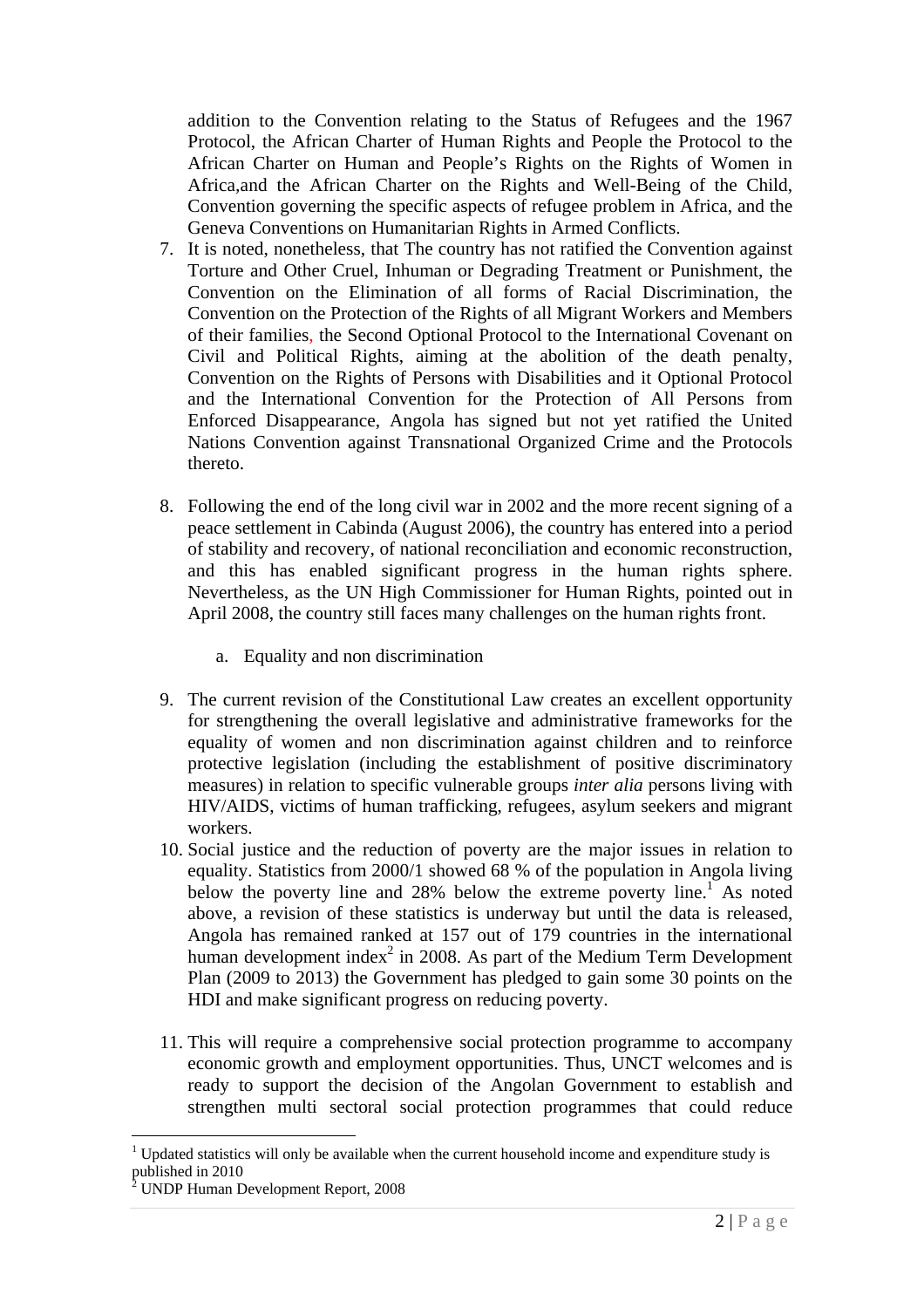addition to the Convention relating to the Status of Refugees and the 1967 Protocol, the African Charter of Human Rights and People the Protocol to the African Charter on Human and People's Rights on the Rights of Women in Africa,and the African Charter on the Rights and Well-Being of the Child, Convention governing the specific aspects of refugee problem in Africa, and the Geneva Conventions on Humanitarian Rights in Armed Conflicts.

7. It is noted, nonetheless, that The country has not ratified the Convention against Torture and Other Cruel, Inhuman or Degrading Treatment or Punishment, the Convention on the Elimination of all forms of Racial Discrimination, the Convention on the Protection of the Rights of all Migrant Workers and Members of their families, the Second Optional Protocol to the International Covenant on Civil and Political Rights, aiming at the abolition of the death penalty, Convention on the Rights of Persons with Disabilities and it Optional Protocol and the International Convention for the Protection of All Persons from Enforced Disappearance, Angola has signed but not yet ratified the United Nations Convention against Transnational Organized Crime and the Protocols thereto.

8. Following the end of the long civil war in 2002 and the more recent signing of a peace settlement in Cabinda (August 2006), the country has entered into a period of stability and recovery, of national reconciliation and economic reconstruction, and this has enabled significant progress in the human rights sphere. Nevertheless, as the UN High Commissioner for Human Rights, pointed out in April 2008, the country still faces many challenges on the human rights front.

   a. Equality and non discrimination

9. The current revision of the Constitutional Law creates an excellent opportunity for strengthening the overall legislative and administrative frameworks for the equality of women and non discrimination against children and to reinforce protective legislation (including the establishment of positive discriminatory measures) in relation to specific vulnerable groups *inter alia* persons living with HIV/AIDS, victims of human trafficking, refugees, asylum seekers and migrant workers.

10. Social justice and the reduction of poverty are the major issues in relation to equality. Statistics from 2000/1 showed 68 % of the population in Angola living below the poverty line and 28% below the extreme poverty line.[1] As noted above, a revision of these statistics is underway but until the data is released, Angola has remained ranked at 157 out of 179 countries in the international human development index[2] in 2008. As part of the Medium Term Development Plan (2009 to 2013) the Government has pledged to gain some 30 points on the HDI and make significant progress on reducing poverty.

11. This will require a comprehensive social protection programme to accompany economic growth and employment opportunities. Thus, UNCT welcomes and is ready to support the decision of the Angolan Government to establish and strengthen multi sectoral social protection programmes that could reduce

---

[1] Updated statistics will only be available when the current household income and expenditure study is published in 2010

[2] UNDP Human Development Report, 2008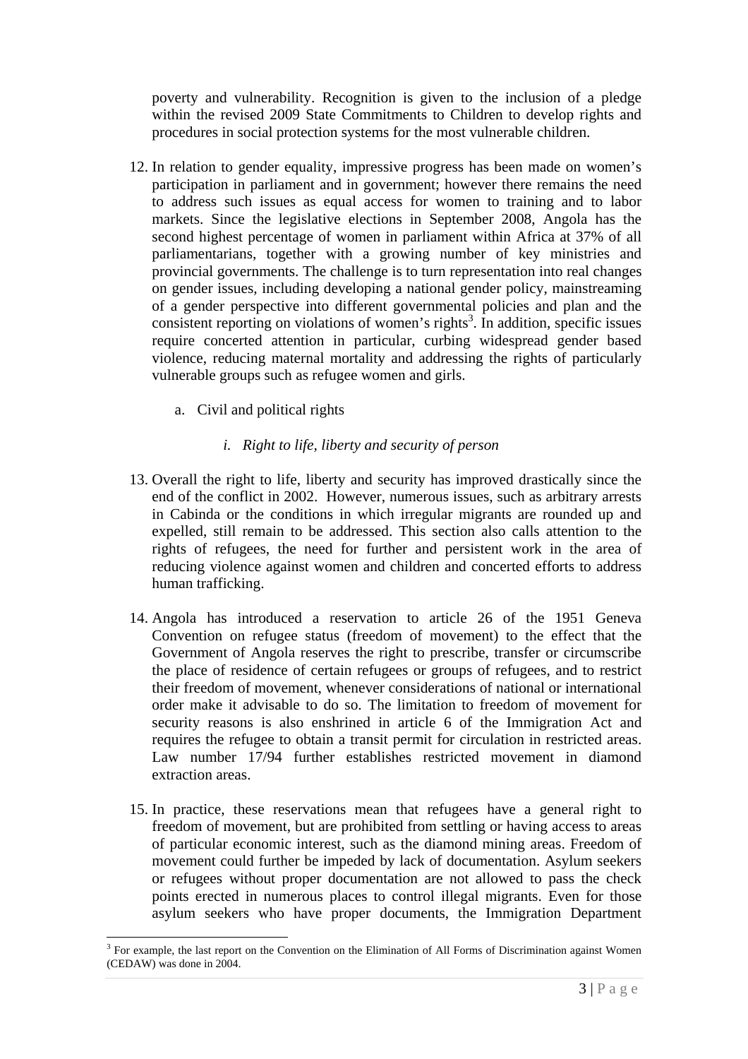poverty and vulnerability. Recognition is given to the inclusion of a pledge within the revised 2009 State Commitments to Children to develop rights and procedures in social protection systems for the most vulnerable children.

12. In relation to gender equality, impressive progress has been made on women's participation in parliament and in government; however there remains the need to address such issues as equal access for women to training and to labor markets. Since the legislative elections in September 2008, Angola has the second highest percentage of women in parliament within Africa at 37% of all parliamentarians, together with a growing number of key ministries and provincial governments. The challenge is to turn representation into real changes on gender issues, including developing a national gender policy, mainstreaming of a gender perspective into different governmental policies and plan and the consistent reporting on violations of women's rights[3]. In addition, specific issues require concerted attention in particular, curbing widespread gender based violence, reducing maternal mortality and addressing the rights of particularly vulnerable groups such as refugee women and girls.

   a. Civil and political rights

      *i. Right to life, liberty and security of person*

13. Overall the right to life, liberty and security has improved drastically since the end of the conflict in 2002. However, numerous issues, such as arbitrary arrests in Cabinda or the conditions in which irregular migrants are rounded up and expelled, still remain to be addressed. This section also calls attention to the rights of refugees, the need for further and persistent work in the area of reducing violence against women and children and concerted efforts to address human trafficking.

14. Angola has introduced a reservation to article 26 of the 1951 Geneva Convention on refugee status (freedom of movement) to the effect that the Government of Angola reserves the right to prescribe, transfer or circumscribe the place of residence of certain refugees or groups of refugees, and to restrict their freedom of movement, whenever considerations of national or international order make it advisable to do so. The limitation to freedom of movement for security reasons is also enshrined in article 6 of the Immigration Act and requires the refugee to obtain a transit permit for circulation in restricted areas. Law number 17/94 further establishes restricted movement in diamond extraction areas.

15. In practice, these reservations mean that refugees have a general right to freedom of movement, but are prohibited from settling or having access to areas of particular economic interest, such as the diamond mining areas. Freedom of movement could further be impeded by lack of documentation. Asylum seekers or refugees without proper documentation are not allowed to pass the check points erected in numerous places to control illegal migrants. Even for those asylum seekers who have proper documents, the Immigration Department

[3] For example, the last report on the Convention on the Elimination of All Forms of Discrimination against Women (CEDAW) was done in 2004.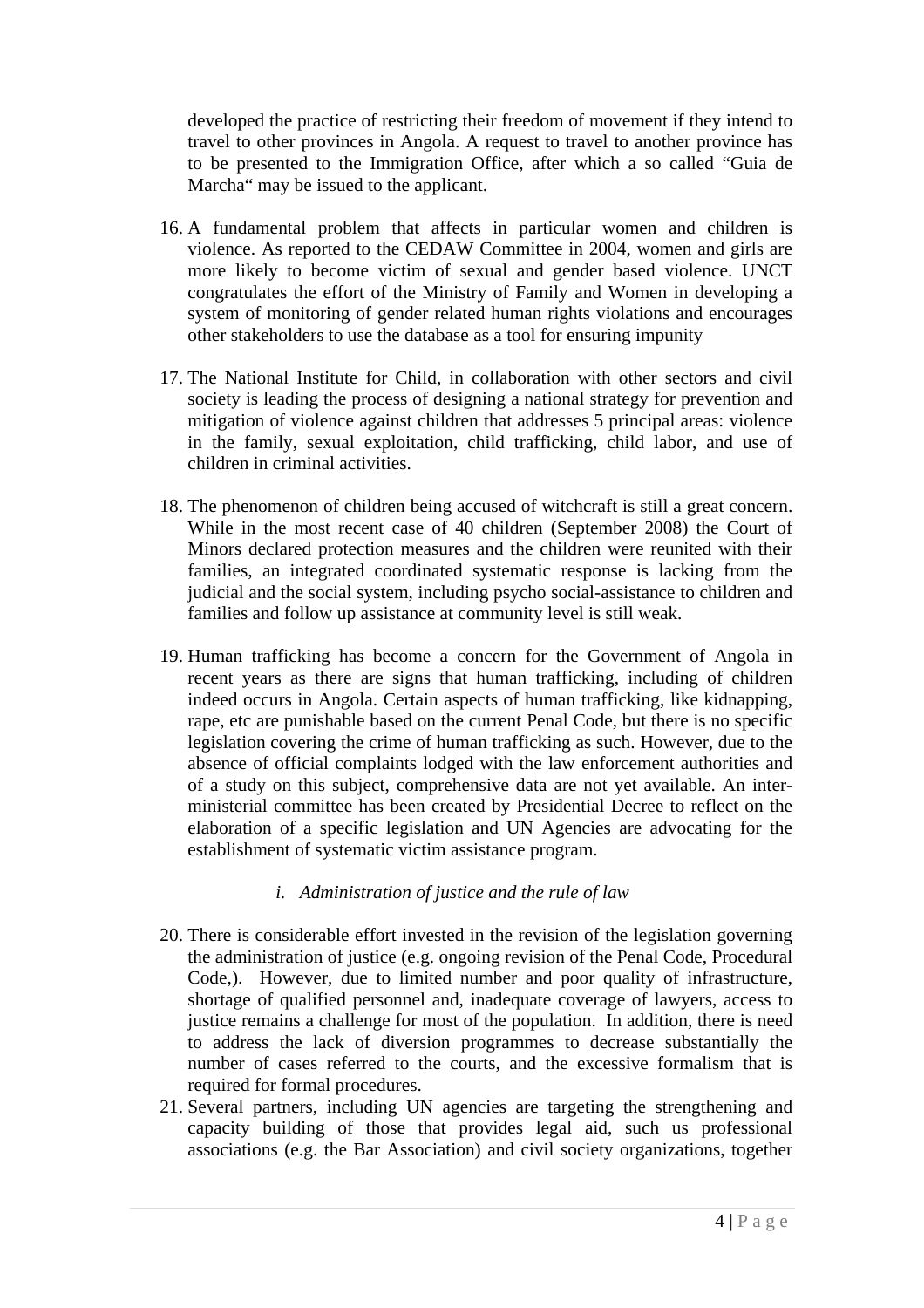developed the practice of restricting their freedom of movement if they intend to travel to other provinces in Angola. A request to travel to another province has to be presented to the Immigration Office, after which a so called "Guia de Marcha" may be issued to the applicant.

16. A fundamental problem that affects in particular women and children is violence. As reported to the CEDAW Committee in 2004, women and girls are more likely to become victim of sexual and gender based violence. UNCT congratulates the effort of the Ministry of Family and Women in developing a system of monitoring of gender related human rights violations and encourages other stakeholders to use the database as a tool for ensuring impunity

17. The National Institute for Child, in collaboration with other sectors and civil society is leading the process of designing a national strategy for prevention and mitigation of violence against children that addresses 5 principal areas: violence in the family, sexual exploitation, child trafficking, child labor, and use of children in criminal activities.

18. The phenomenon of children being accused of witchcraft is still a great concern. While in the most recent case of 40 children (September 2008) the Court of Minors declared protection measures and the children were reunited with their families, an integrated coordinated systematic response is lacking from the judicial and the social system, including psycho social-assistance to children and families and follow up assistance at community level is still weak.

19. Human trafficking has become a concern for the Government of Angola in recent years as there are signs that human trafficking, including of children indeed occurs in Angola. Certain aspects of human trafficking, like kidnapping, rape, etc are punishable based on the current Penal Code, but there is no specific legislation covering the crime of human trafficking as such. However, due to the absence of official complaints lodged with the law enforcement authorities and of a study on this subject, comprehensive data are not yet available. An inter-ministerial committee has been created by Presidential Decree to reflect on the elaboration of a specific legislation and UN Agencies are advocating for the establishment of systematic victim assistance program.

*i. Administration of justice and the rule of law*

20. There is considerable effort invested in the revision of the legislation governing the administration of justice (e.g. ongoing revision of the Penal Code, Procedural Code,). However, due to limited number and poor quality of infrastructure, shortage of qualified personnel and, inadequate coverage of lawyers, access to justice remains a challenge for most of the population. In addition, there is need to address the lack of diversion programmes to decrease substantially the number of cases referred to the courts, and the excessive formalism that is required for formal procedures.
21. Several partners, including UN agencies are targeting the strengthening and capacity building of those that provides legal aid, such us professional associations (e.g. the Bar Association) and civil society organizations, together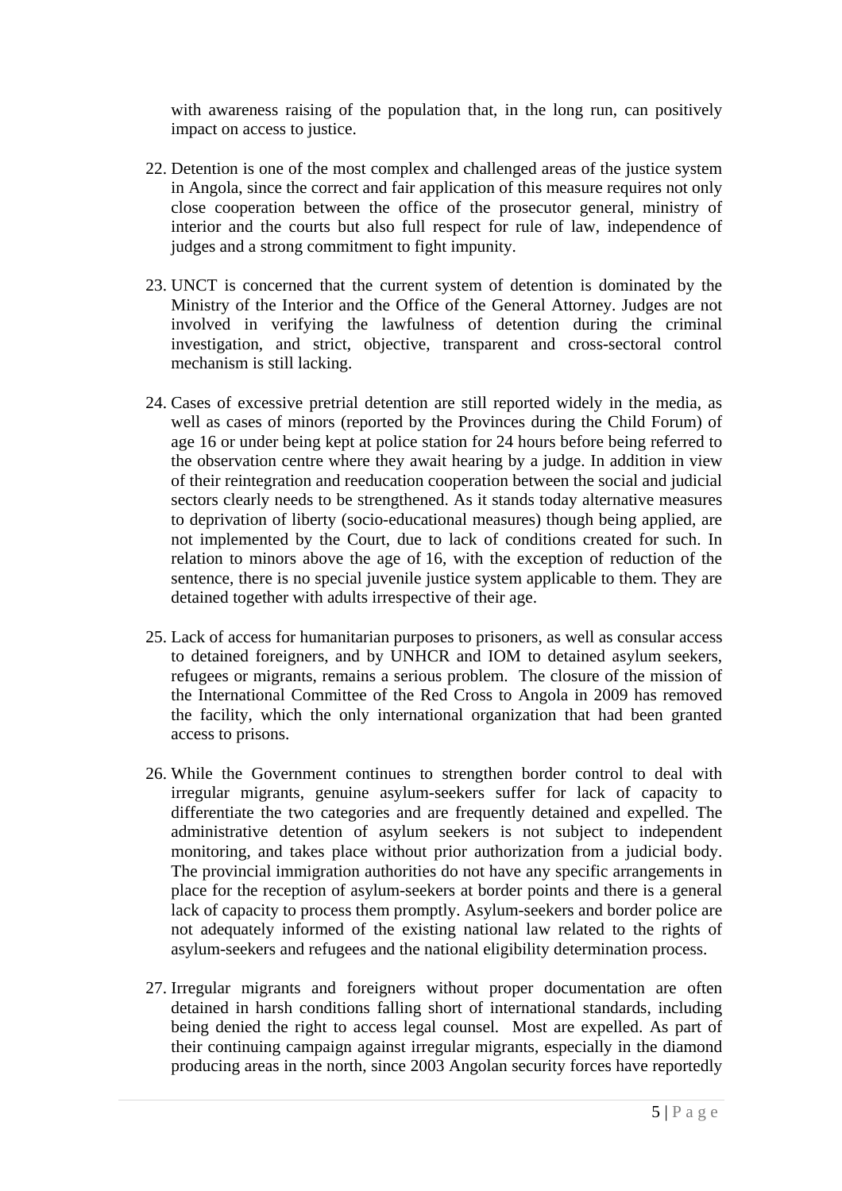with awareness raising of the population that, in the long run, can positively impact on access to justice.

22. Detention is one of the most complex and challenged areas of the justice system in Angola, since the correct and fair application of this measure requires not only close cooperation between the office of the prosecutor general, ministry of interior and the courts but also full respect for rule of law, independence of judges and a strong commitment to fight impunity.

23. UNCT is concerned that the current system of detention is dominated by the Ministry of the Interior and the Office of the General Attorney. Judges are not involved in verifying the lawfulness of detention during the criminal investigation, and strict, objective, transparent and cross-sectoral control mechanism is still lacking.

24. Cases of excessive pretrial detention are still reported widely in the media, as well as cases of minors (reported by the Provinces during the Child Forum) of age 16 or under being kept at police station for 24 hours before being referred to the observation centre where they await hearing by a judge. In addition in view of their reintegration and reeducation cooperation between the social and judicial sectors clearly needs to be strengthened. As it stands today alternative measures to deprivation of liberty (socio-educational measures) though being applied, are not implemented by the Court, due to lack of conditions created for such. In relation to minors above the age of 16, with the exception of reduction of the sentence, there is no special juvenile justice system applicable to them. They are detained together with adults irrespective of their age.

25. Lack of access for humanitarian purposes to prisoners, as well as consular access to detained foreigners, and by UNHCR and IOM to detained asylum seekers, refugees or migrants, remains a serious problem. The closure of the mission of the International Committee of the Red Cross to Angola in 2009 has removed the facility, which the only international organization that had been granted access to prisons.

26. While the Government continues to strengthen border control to deal with irregular migrants, genuine asylum-seekers suffer for lack of capacity to differentiate the two categories and are frequently detained and expelled. The administrative detention of asylum seekers is not subject to independent monitoring, and takes place without prior authorization from a judicial body. The provincial immigration authorities do not have any specific arrangements in place for the reception of asylum-seekers at border points and there is a general lack of capacity to process them promptly. Asylum-seekers and border police are not adequately informed of the existing national law related to the rights of asylum-seekers and refugees and the national eligibility determination process.

27. Irregular migrants and foreigners without proper documentation are often detained in harsh conditions falling short of international standards, including being denied the right to access legal counsel. Most are expelled. As part of their continuing campaign against irregular migrants, especially in the diamond producing areas in the north, since 2003 Angolan security forces have reportedly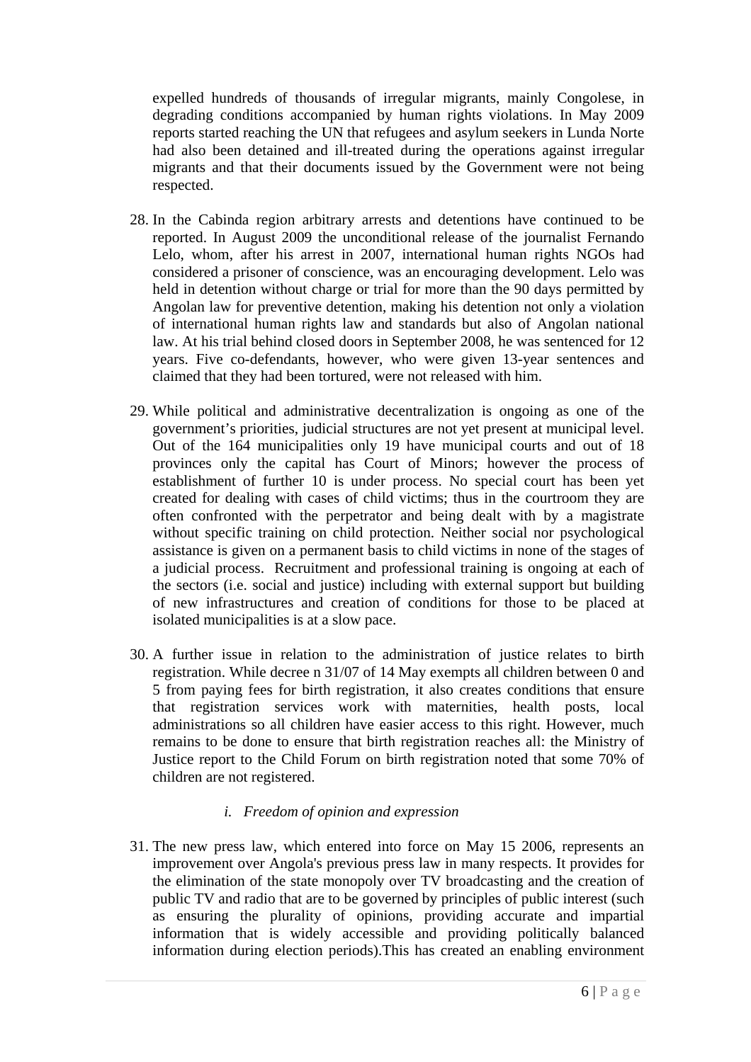expelled hundreds of thousands of irregular migrants, mainly Congolese, in degrading conditions accompanied by human rights violations. In May 2009 reports started reaching the UN that refugees and asylum seekers in Lunda Norte had also been detained and ill-treated during the operations against irregular migrants and that their documents issued by the Government were not being respected.

28. In the Cabinda region arbitrary arrests and detentions have continued to be reported. In August 2009 the unconditional release of the journalist Fernando Lelo, whom, after his arrest in 2007, international human rights NGOs had considered a prisoner of conscience, was an encouraging development. Lelo was held in detention without charge or trial for more than the 90 days permitted by Angolan law for preventive detention, making his detention not only a violation of international human rights law and standards but also of Angolan national law. At his trial behind closed doors in September 2008, he was sentenced for 12 years. Five co-defendants, however, who were given 13-year sentences and claimed that they had been tortured, were not released with him.

29. While political and administrative decentralization is ongoing as one of the government's priorities, judicial structures are not yet present at municipal level. Out of the 164 municipalities only 19 have municipal courts and out of 18 provinces only the capital has Court of Minors; however the process of establishment of further 10 is under process. No special court has been yet created for dealing with cases of child victims; thus in the courtroom they are often confronted with the perpetrator and being dealt with by a magistrate without specific training on child protection. Neither social nor psychological assistance is given on a permanent basis to child victims in none of the stages of a judicial process. Recruitment and professional training is ongoing at each of the sectors (i.e. social and justice) including with external support but building of new infrastructures and creation of conditions for those to be placed at isolated municipalities is at a slow pace.

30. A further issue in relation to the administration of justice relates to birth registration. While decree n 31/07 of 14 May exempts all children between 0 and 5 from paying fees for birth registration, it also creates conditions that ensure that registration services work with maternities, health posts, local administrations so all children have easier access to this right. However, much remains to be done to ensure that birth registration reaches all: the Ministry of Justice report to the Child Forum on birth registration noted that some 70% of children are not registered.

### *i. Freedom of opinion and expression*

31. The new press law, which entered into force on May 15 2006, represents an improvement over Angola's previous press law in many respects. It provides for the elimination of the state monopoly over TV broadcasting and the creation of public TV and radio that are to be governed by principles of public interest (such as ensuring the plurality of opinions, providing accurate and impartial information that is widely accessible and providing politically balanced information during election periods).This has created an enabling environment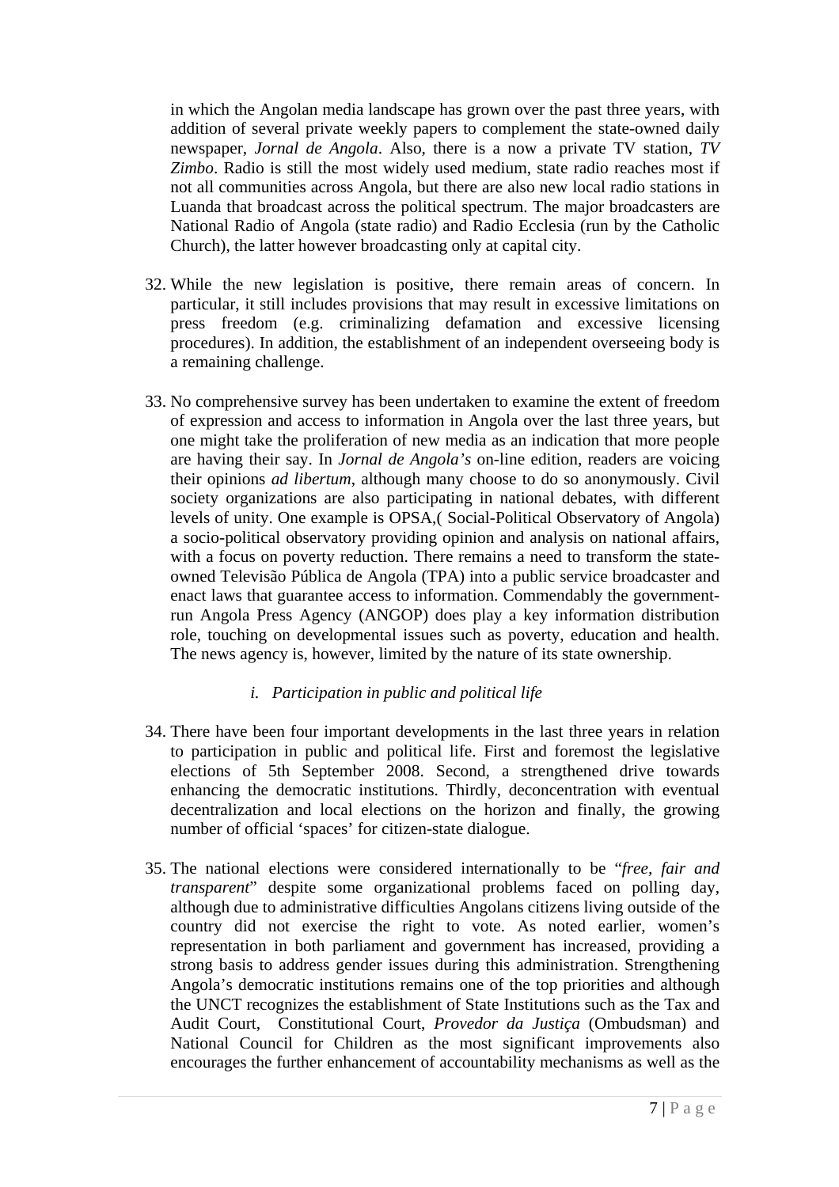in which the Angolan media landscape has grown over the past three years, with addition of several private weekly papers to complement the state-owned daily newspaper, *Jornal de Angola*. Also, there is a now a private TV station, *TV Zimbo*. Radio is still the most widely used medium, state radio reaches most if not all communities across Angola, but there are also new local radio stations in Luanda that broadcast across the political spectrum. The major broadcasters are National Radio of Angola (state radio) and Radio Ecclesia (run by the Catholic Church), the latter however broadcasting only at capital city.

32. While the new legislation is positive, there remain areas of concern. In particular, it still includes provisions that may result in excessive limitations on press freedom (e.g. criminalizing defamation and excessive licensing procedures). In addition, the establishment of an independent overseeing body is a remaining challenge.

33. No comprehensive survey has been undertaken to examine the extent of freedom of expression and access to information in Angola over the last three years, but one might take the proliferation of new media as an indication that more people are having their say. In *Jornal de Angola's* on-line edition, readers are voicing their opinions *ad libertum*, although many choose to do so anonymously. Civil society organizations are also participating in national debates, with different levels of unity. One example is OPSA,( Social-Political Observatory of Angola) a socio-political observatory providing opinion and analysis on national affairs, with a focus on poverty reduction. There remains a need to transform the state-owned Televisão Pública de Angola (TPA) into a public service broadcaster and enact laws that guarantee access to information. Commendably the government-run Angola Press Agency (ANGOP) does play a key information distribution role, touching on developmental issues such as poverty, education and health. The news agency is, however, limited by the nature of its state ownership.

### *i. Participation in public and political life*

34. There have been four important developments in the last three years in relation to participation in public and political life. First and foremost the legislative elections of 5th September 2008. Second, a strengthened drive towards enhancing the democratic institutions. Thirdly, deconcentration with eventual decentralization and local elections on the horizon and finally, the growing number of official 'spaces' for citizen-state dialogue.

35. The national elections were considered internationally to be "*free, fair and transparent*" despite some organizational problems faced on polling day, although due to administrative difficulties Angolans citizens living outside of the country did not exercise the right to vote. As noted earlier, women's representation in both parliament and government has increased, providing a strong basis to address gender issues during this administration. Strengthening Angola's democratic institutions remains one of the top priorities and although the UNCT recognizes the establishment of State Institutions such as the Tax and Audit Court, Constitutional Court, *Provedor da Justiça* (Ombudsman) and National Council for Children as the most significant improvements also encourages the further enhancement of accountability mechanisms as well as the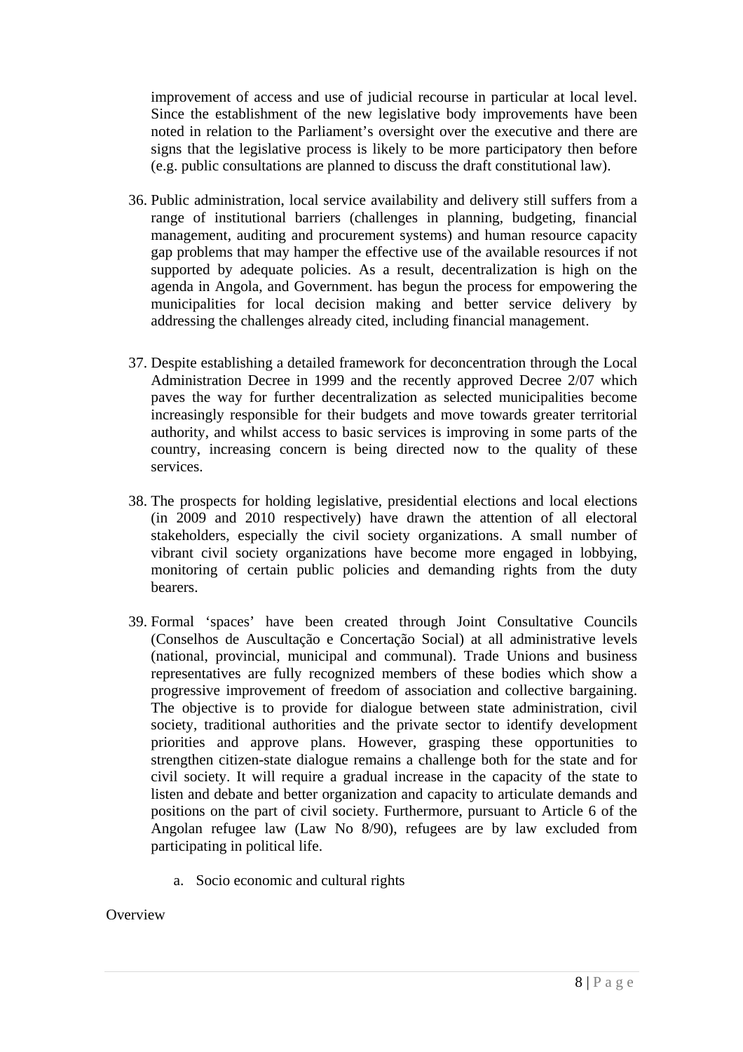improvement of access and use of judicial recourse in particular at local level. Since the establishment of the new legislative body improvements have been noted in relation to the Parliament's oversight over the executive and there are signs that the legislative process is likely to be more participatory then before (e.g. public consultations are planned to discuss the draft constitutional law).

36. Public administration, local service availability and delivery still suffers from a range of institutional barriers (challenges in planning, budgeting, financial management, auditing and procurement systems) and human resource capacity gap problems that may hamper the effective use of the available resources if not supported by adequate policies. As a result, decentralization is high on the agenda in Angola, and Government. has begun the process for empowering the municipalities for local decision making and better service delivery by addressing the challenges already cited, including financial management.

37. Despite establishing a detailed framework for deconcentration through the Local Administration Decree in 1999 and the recently approved Decree 2/07 which paves the way for further decentralization as selected municipalities become increasingly responsible for their budgets and move towards greater territorial authority, and whilst access to basic services is improving in some parts of the country, increasing concern is being directed now to the quality of these services.

38. The prospects for holding legislative, presidential elections and local elections (in 2009 and 2010 respectively) have drawn the attention of all electoral stakeholders, especially the civil society organizations. A small number of vibrant civil society organizations have become more engaged in lobbying, monitoring of certain public policies and demanding rights from the duty bearers.

39. Formal 'spaces' have been created through Joint Consultative Councils (Conselhos de Auscultação e Concertação Social) at all administrative levels (national, provincial, municipal and communal). Trade Unions and business representatives are fully recognized members of these bodies which show a progressive improvement of freedom of association and collective bargaining. The objective is to provide for dialogue between state administration, civil society, traditional authorities and the private sector to identify development priorities and approve plans. However, grasping these opportunities to strengthen citizen-state dialogue remains a challenge both for the state and for civil society. It will require a gradual increase in the capacity of the state to listen and debate and better organization and capacity to articulate demands and positions on the part of civil society. Furthermore, pursuant to Article 6 of the Angolan refugee law (Law No 8/90), refugees are by law excluded from participating in political life.

   a. Socio economic and cultural rights

Overview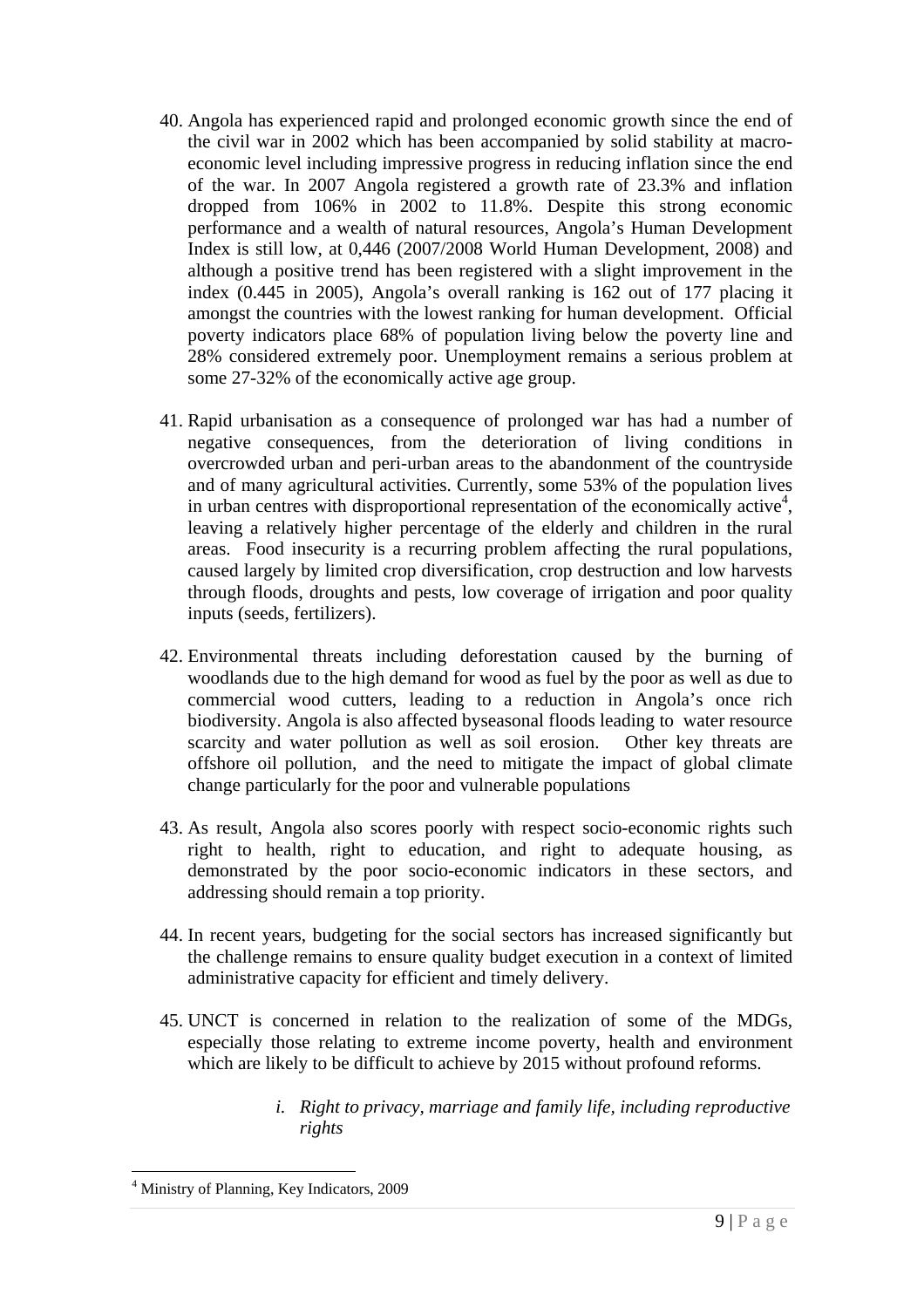40. Angola has experienced rapid and prolonged economic growth since the end of the civil war in 2002 which has been accompanied by solid stability at macro-economic level including impressive progress in reducing inflation since the end of the war. In 2007 Angola registered a growth rate of 23.3% and inflation dropped from 106% in 2002 to 11.8%. Despite this strong economic performance and a wealth of natural resources, Angola's Human Development Index is still low, at 0,446 (2007/2008 World Human Development, 2008) and although a positive trend has been registered with a slight improvement in the index (0.445 in 2005), Angola's overall ranking is 162 out of 177 placing it amongst the countries with the lowest ranking for human development. Official poverty indicators place 68% of population living below the poverty line and 28% considered extremely poor. Unemployment remains a serious problem at some 27-32% of the economically active age group.

41. Rapid urbanisation as a consequence of prolonged war has had a number of negative consequences, from the deterioration of living conditions in overcrowded urban and peri-urban areas to the abandonment of the countryside and of many agricultural activities. Currently, some 53% of the population lives in urban centres with disproportional representation of the economically active[4], leaving a relatively higher percentage of the elderly and children in the rural areas. Food insecurity is a recurring problem affecting the rural populations, caused largely by limited crop diversification, crop destruction and low harvests through floods, droughts and pests, low coverage of irrigation and poor quality inputs (seeds, fertilizers).

42. Environmental threats including deforestation caused by the burning of woodlands due to the high demand for wood as fuel by the poor as well as due to commercial wood cutters, leading to a reduction in Angola's once rich biodiversity. Angola is also affected byseasonal floods leading to water resource scarcity and water pollution as well as soil erosion. Other key threats are offshore oil pollution, and the need to mitigate the impact of global climate change particularly for the poor and vulnerable populations

43. As result, Angola also scores poorly with respect socio-economic rights such right to health, right to education, and right to adequate housing, as demonstrated by the poor socio-economic indicators in these sectors, and addressing should remain a top priority.

44. In recent years, budgeting for the social sectors has increased significantly but the challenge remains to ensure quality budget execution in a context of limited administrative capacity for efficient and timely delivery.

45. UNCT is concerned in relation to the realization of some of the MDGs, especially those relating to extreme income poverty, health and environment which are likely to be difficult to achieve by 2015 without profound reforms.

*i. Right to privacy, marriage and family life, including reproductive rights*

[4] Ministry of Planning, Key Indicators, 2009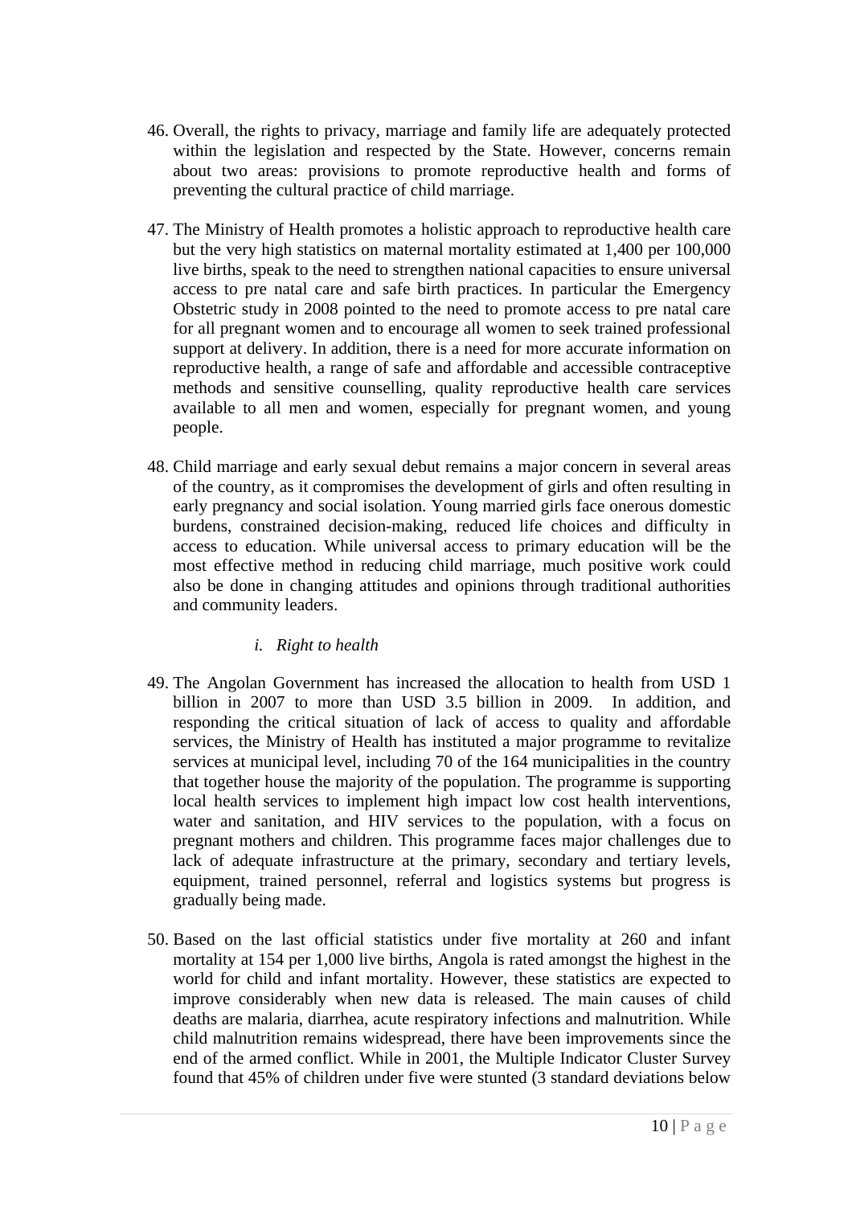46. Overall, the rights to privacy, marriage and family life are adequately protected within the legislation and respected by the State. However, concerns remain about two areas: provisions to promote reproductive health and forms of preventing the cultural practice of child marriage.

47. The Ministry of Health promotes a holistic approach to reproductive health care but the very high statistics on maternal mortality estimated at 1,400 per 100,000 live births, speak to the need to strengthen national capacities to ensure universal access to pre natal care and safe birth practices. In particular the Emergency Obstetric study in 2008 pointed to the need to promote access to pre natal care for all pregnant women and to encourage all women to seek trained professional support at delivery. In addition, there is a need for more accurate information on reproductive health, a range of safe and affordable and accessible contraceptive methods and sensitive counselling, quality reproductive health care services available to all men and women, especially for pregnant women, and young people.

48. Child marriage and early sexual debut remains a major concern in several areas of the country, as it compromises the development of girls and often resulting in early pregnancy and social isolation. Young married girls face onerous domestic burdens, constrained decision-making, reduced life choices and difficulty in access to education. While universal access to primary education will be the most effective method in reducing child marriage, much positive work could also be done in changing attitudes and opinions through traditional authorities and community leaders.

### *i. Right to health*

49. The Angolan Government has increased the allocation to health from USD 1 billion in 2007 to more than USD 3.5 billion in 2009. In addition, and responding the critical situation of lack of access to quality and affordable services, the Ministry of Health has instituted a major programme to revitalize services at municipal level, including 70 of the 164 municipalities in the country that together house the majority of the population. The programme is supporting local health services to implement high impact low cost health interventions, water and sanitation, and HIV services to the population, with a focus on pregnant mothers and children. This programme faces major challenges due to lack of adequate infrastructure at the primary, secondary and tertiary levels, equipment, trained personnel, referral and logistics systems but progress is gradually being made.

50. Based on the last official statistics under five mortality at 260 and infant mortality at 154 per 1,000 live births, Angola is rated amongst the highest in the world for child and infant mortality. However, these statistics are expected to improve considerably when new data is released. The main causes of child deaths are malaria, diarrhea, acute respiratory infections and malnutrition. While child malnutrition remains widespread, there have been improvements since the end of the armed conflict. While in 2001, the Multiple Indicator Cluster Survey found that 45% of children under five were stunted (3 standard deviations below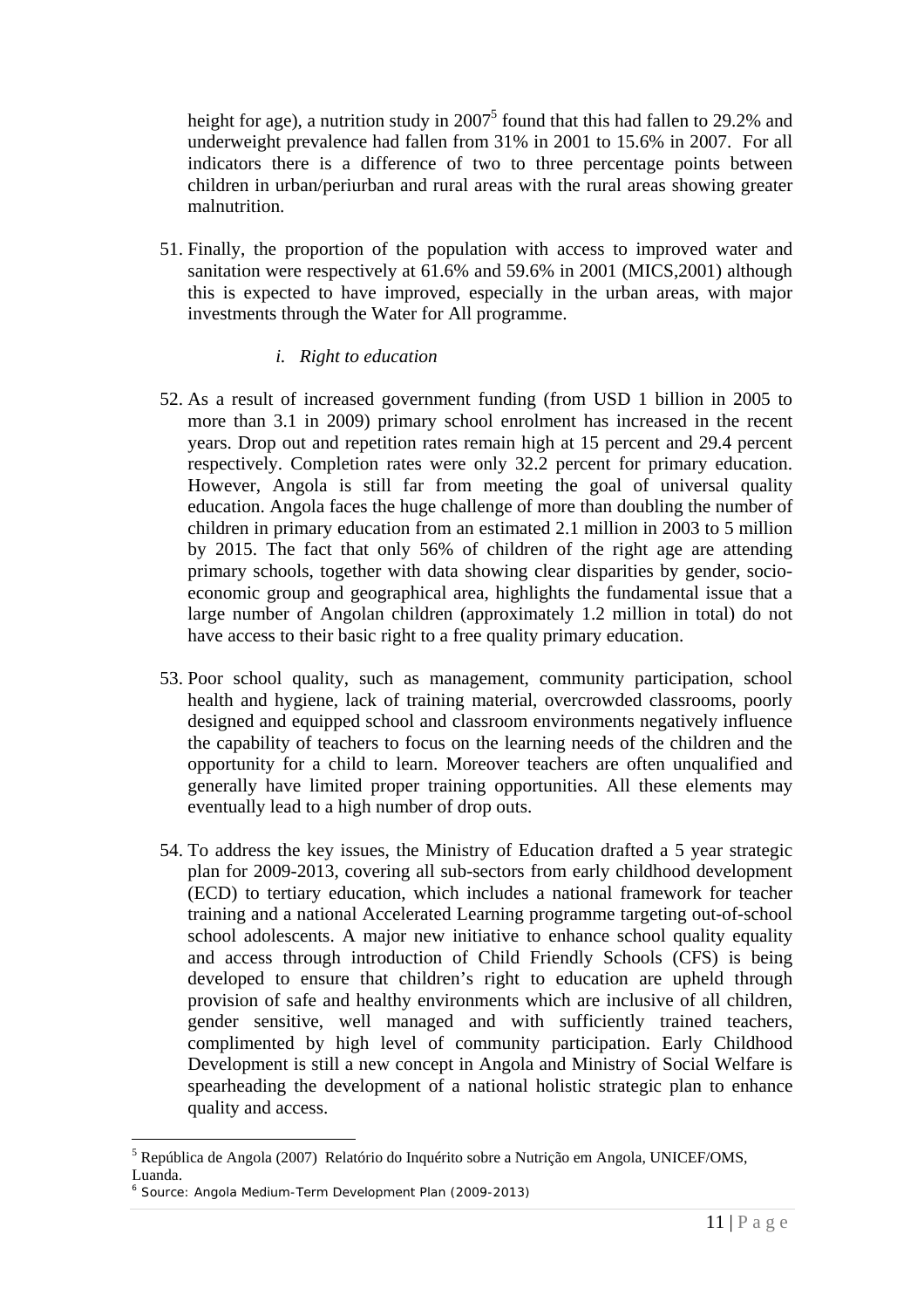height for age), a nutrition study in 2007[5] found that this had fallen to 29.2% and underweight prevalence had fallen from 31% in 2001 to 15.6% in 2007. For all indicators there is a difference of two to three percentage points between children in urban/periurban and rural areas with the rural areas showing greater malnutrition.

51. Finally, the proportion of the population with access to improved water and sanitation were respectively at 61.6% and 59.6% in 2001 (MICS,2001) although this is expected to have improved, especially in the urban areas, with major investments through the Water for All programme.

### *i. Right to education*

52. As a result of increased government funding (from USD 1 billion in 2005 to more than 3.1 in 2009) primary school enrolment has increased in the recent years. Drop out and repetition rates remain high at 15 percent and 29.4 percent respectively. Completion rates were only 32.2 percent for primary education. However, Angola is still far from meeting the goal of universal quality education. Angola faces the huge challenge of more than doubling the number of children in primary education from an estimated 2.1 million in 2003 to 5 million by 2015. The fact that only 56% of children of the right age are attending primary schools, together with data showing clear disparities by gender, socio-economic group and geographical area, highlights the fundamental issue that a large number of Angolan children (approximately 1.2 million in total) do not have access to their basic right to a free quality primary education.

53. Poor school quality, such as management, community participation, school health and hygiene, lack of training material, overcrowded classrooms, poorly designed and equipped school and classroom environments negatively influence the capability of teachers to focus on the learning needs of the children and the opportunity for a child to learn. Moreover teachers are often unqualified and generally have limited proper training opportunities. All these elements may eventually lead to a high number of drop outs.

54. To address the key issues, the Ministry of Education drafted a 5 year strategic plan for 2009-2013, covering all sub-sectors from early childhood development (ECD) to tertiary education, which includes a national framework for teacher training and a national Accelerated Learning programme targeting out-of-school school adolescents. A major new initiative to enhance school quality equality and access through introduction of Child Friendly Schools (CFS) is being developed to ensure that children's right to education are upheld through provision of safe and healthy environments which are inclusive of all children, gender sensitive, well managed and with sufficiently trained teachers, complimented by high level of community participation. Early Childhood Development is still a new concept in Angola and Ministry of Social Welfare is spearheading the development of a national holistic strategic plan to enhance quality and access.

---

[5] República de Angola (2007) Relatório do Inquérito sobre a Nutrição em Angola, UNICEF/OMS, Luanda.

[6] Source: Angola Medium-Term Development Plan (2009-2013)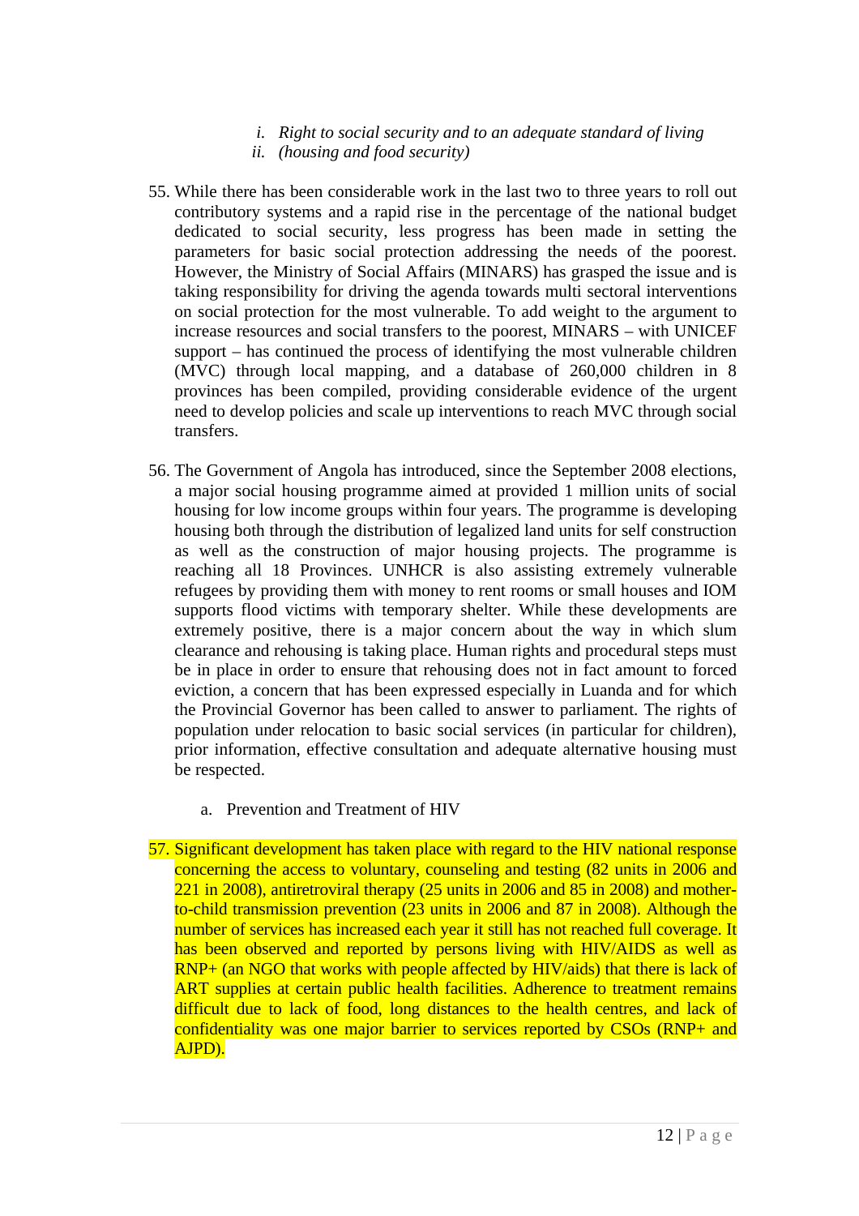*i. Right to social security and to an adequate standard of living*
*ii. (housing and food security)*

55. While there has been considerable work in the last two to three years to roll out contributory systems and a rapid rise in the percentage of the national budget dedicated to social security, less progress has been made in setting the parameters for basic social protection addressing the needs of the poorest. However, the Ministry of Social Affairs (MINARS) has grasped the issue and is taking responsibility for driving the agenda towards multi sectoral interventions on social protection for the most vulnerable. To add weight to the argument to increase resources and social transfers to the poorest, MINARS – with UNICEF support – has continued the process of identifying the most vulnerable children (MVC) through local mapping, and a database of 260,000 children in 8 provinces has been compiled, providing considerable evidence of the urgent need to develop policies and scale up interventions to reach MVC through social transfers.

56. The Government of Angola has introduced, since the September 2008 elections, a major social housing programme aimed at provided 1 million units of social housing for low income groups within four years. The programme is developing housing both through the distribution of legalized land units for self construction as well as the construction of major housing projects. The programme is reaching all 18 Provinces. UNHCR is also assisting extremely vulnerable refugees by providing them with money to rent rooms or small houses and IOM supports flood victims with temporary shelter. While these developments are extremely positive, there is a major concern about the way in which slum clearance and rehousing is taking place. Human rights and procedural steps must be in place in order to ensure that rehousing does not in fact amount to forced eviction, a concern that has been expressed especially in Luanda and for which the Provincial Governor has been called to answer to parliament. The rights of population under relocation to basic social services (in particular for children), prior information, effective consultation and adequate alternative housing must be respected.

a. Prevention and Treatment of HIV

57. Significant development has taken place with regard to the HIV national response concerning the access to voluntary, counseling and testing (82 units in 2006 and 221 in 2008), antiretroviral therapy (25 units in 2006 and 85 in 2008) and mother-to-child transmission prevention (23 units in 2006 and 87 in 2008). Although the number of services has increased each year it still has not reached full coverage. It has been observed and reported by persons living with HIV/AIDS as well as RNP+ (an NGO that works with people affected by HIV/aids) that there is lack of ART supplies at certain public health facilities. Adherence to treatment remains difficult due to lack of food, long distances to the health centres, and lack of confidentiality was one major barrier to services reported by CSOs (RNP+ and AJPD).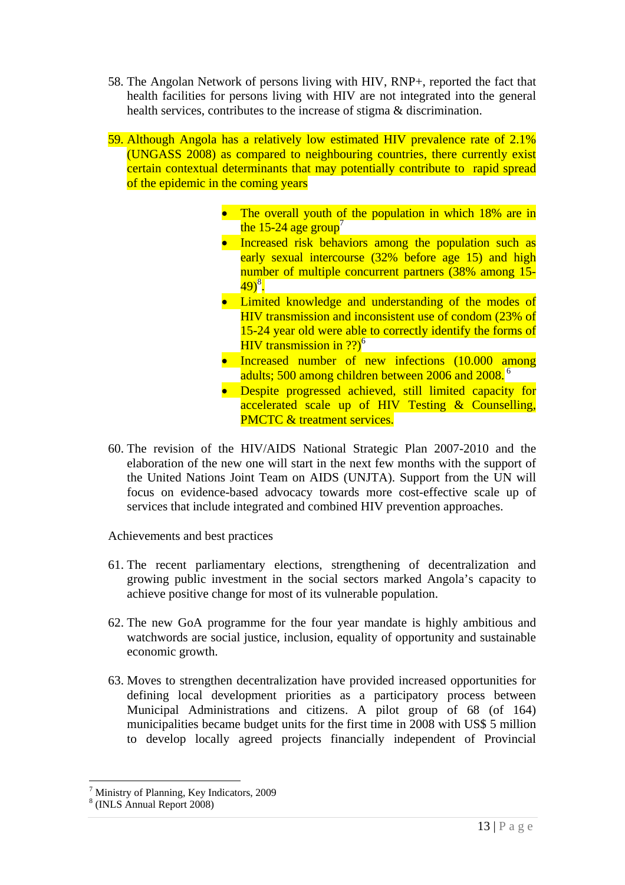58. The Angolan Network of persons living with HIV, RNP+, reported the fact that health facilities for persons living with HIV are not integrated into the general health services, contributes to the increase of stigma & discrimination.

59. Although Angola has a relatively low estimated HIV prevalence rate of 2.1% (UNGASS 2008) as compared to neighbouring countries, there currently exist certain contextual determinants that may potentially contribute to rapid spread of the epidemic in the coming years

    - The overall youth of the population in which 18% are in the 15-24 age group[7]
    - Increased risk behaviors among the population such as early sexual intercourse (32% before age 15) and high number of multiple concurrent partners (38% among 15-49)[8].
    - Limited knowledge and understanding of the modes of HIV transmission and inconsistent use of condom (23% of 15-24 year old were able to correctly identify the forms of HIV transmission in ??)[6]
    - Increased number of new infections (10.000 among adults; 500 among children between 2006 and 2008. [6]
    - Despite progressed achieved, still limited capacity for accelerated scale up of HIV Testing & Counselling, PMCTC & treatment services.

60. The revision of the HIV/AIDS National Strategic Plan 2007-2010 and the elaboration of the new one will start in the next few months with the support of the United Nations Joint Team on AIDS (UNJTA). Support from the UN will focus on evidence-based advocacy towards more cost-effective scale up of services that include integrated and combined HIV prevention approaches.

Achievements and best practices

61. The recent parliamentary elections, strengthening of decentralization and growing public investment in the social sectors marked Angola's capacity to achieve positive change for most of its vulnerable population.

62. The new GoA programme for the four year mandate is highly ambitious and watchwords are social justice, inclusion, equality of opportunity and sustainable economic growth.

63. Moves to strengthen decentralization have provided increased opportunities for defining local development priorities as a participatory process between Municipal Administrations and citizens. A pilot group of 68 (of 164) municipalities became budget units for the first time in 2008 with US$ 5 million to develop locally agreed projects financially independent of Provincial

---

[7] Ministry of Planning, Key Indicators, 2009

[8] (INLS Annual Report 2008)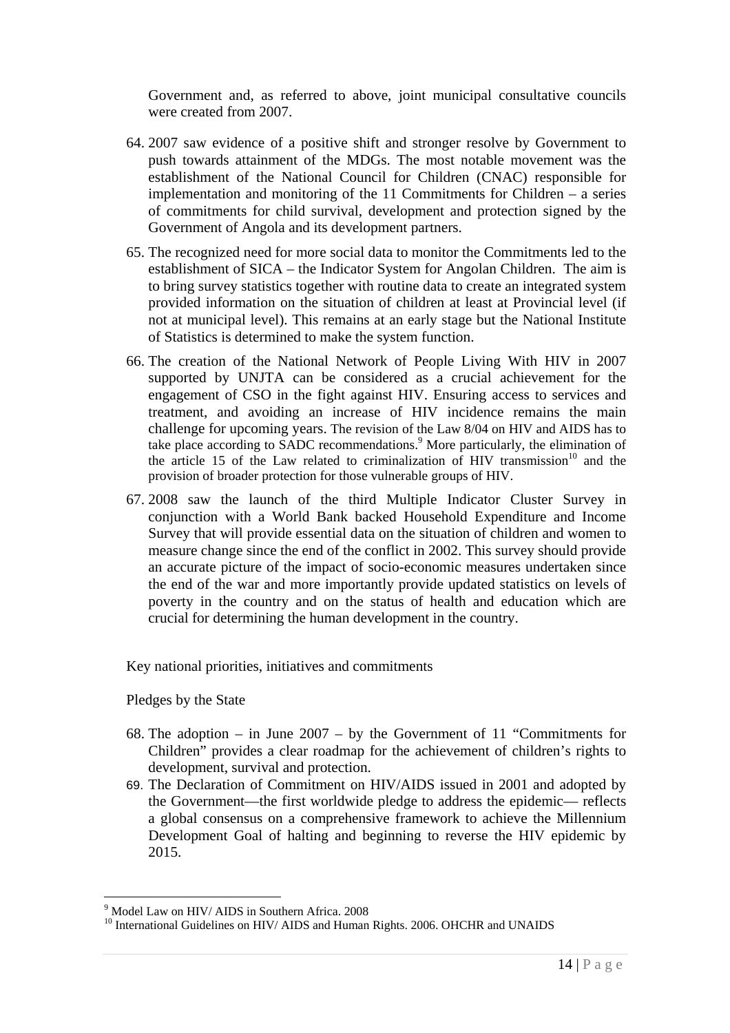Government and, as referred to above, joint municipal consultative councils were created from 2007.

64. 2007 saw evidence of a positive shift and stronger resolve by Government to push towards attainment of the MDGs. The most notable movement was the establishment of the National Council for Children (CNAC) responsible for implementation and monitoring of the 11 Commitments for Children – a series of commitments for child survival, development and protection signed by the Government of Angola and its development partners.

65. The recognized need for more social data to monitor the Commitments led to the establishment of SICA – the Indicator System for Angolan Children. The aim is to bring survey statistics together with routine data to create an integrated system provided information on the situation of children at least at Provincial level (if not at municipal level). This remains at an early stage but the National Institute of Statistics is determined to make the system function.

66. The creation of the National Network of People Living With HIV in 2007 supported by UNJTA can be considered as a crucial achievement for the engagement of CSO in the fight against HIV. Ensuring access to services and treatment, and avoiding an increase of HIV incidence remains the main challenge for upcoming years. The revision of the Law 8/04 on HIV and AIDS has to take place according to SADC recommendations.[9] More particularly, the elimination of the article 15 of the Law related to criminalization of HIV transmission[10] and the provision of broader protection for those vulnerable groups of HIV.

67. 2008 saw the launch of the third Multiple Indicator Cluster Survey in conjunction with a World Bank backed Household Expenditure and Income Survey that will provide essential data on the situation of children and women to measure change since the end of the conflict in 2002. This survey should provide an accurate picture of the impact of socio-economic measures undertaken since the end of the war and more importantly provide updated statistics on levels of poverty in the country and on the status of health and education which are crucial for determining the human development in the country.

Key national priorities, initiatives and commitments

Pledges by the State

68. The adoption – in June 2007 – by the Government of 11 "Commitments for Children" provides a clear roadmap for the achievement of children's rights to development, survival and protection.

69. The Declaration of Commitment on HIV/AIDS issued in 2001 and adopted by the Government—the first worldwide pledge to address the epidemic— reflects a global consensus on a comprehensive framework to achieve the Millennium Development Goal of halting and beginning to reverse the HIV epidemic by 2015.

---

[9] Model Law on HIV/ AIDS in Southern Africa. 2008

[10] International Guidelines on HIV/ AIDS and Human Rights. 2006. OHCHR and UNAIDS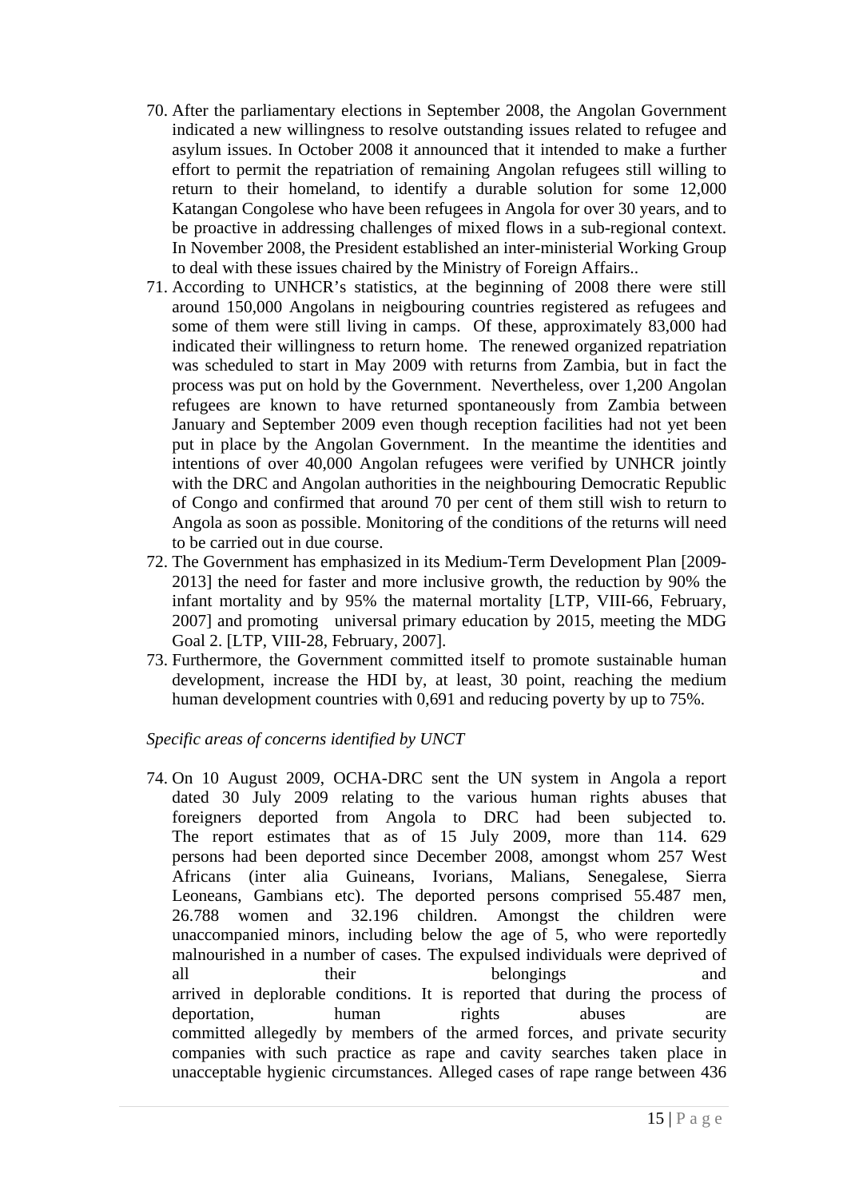70. After the parliamentary elections in September 2008, the Angolan Government indicated a new willingness to resolve outstanding issues related to refugee and asylum issues. In October 2008 it announced that it intended to make a further effort to permit the repatriation of remaining Angolan refugees still willing to return to their homeland, to identify a durable solution for some 12,000 Katangan Congolese who have been refugees in Angola for over 30 years, and to be proactive in addressing challenges of mixed flows in a sub-regional context. In November 2008, the President established an inter-ministerial Working Group to deal with these issues chaired by the Ministry of Foreign Affairs..
71. According to UNHCR's statistics, at the beginning of 2008 there were still around 150,000 Angolans in neigbouring countries registered as refugees and some of them were still living in camps. Of these, approximately 83,000 had indicated their willingness to return home. The renewed organized repatriation was scheduled to start in May 2009 with returns from Zambia, but in fact the process was put on hold by the Government. Nevertheless, over 1,200 Angolan refugees are known to have returned spontaneously from Zambia between January and September 2009 even though reception facilities had not yet been put in place by the Angolan Government. In the meantime the identities and intentions of over 40,000 Angolan refugees were verified by UNHCR jointly with the DRC and Angolan authorities in the neighbouring Democratic Republic of Congo and confirmed that around 70 per cent of them still wish to return to Angola as soon as possible. Monitoring of the conditions of the returns will need to be carried out in due course.
72. The Government has emphasized in its Medium-Term Development Plan [2009-2013] the need for faster and more inclusive growth, the reduction by 90% the infant mortality and by 95% the maternal mortality [LTP, VIII-66, February, 2007] and promoting universal primary education by 2015, meeting the MDG Goal 2. [LTP, VIII-28, February, 2007].
73. Furthermore, the Government committed itself to promote sustainable human development, increase the HDI by, at least, 30 point, reaching the medium human development countries with 0,691 and reducing poverty by up to 75%.

*Specific areas of concerns identified by UNCT*

74. On 10 August 2009, OCHA-DRC sent the UN system in Angola a report dated 30 July 2009 relating to the various human rights abuses that foreigners deported from Angola to DRC had been subjected to. The report estimates that as of 15 July 2009, more than 114. 629 persons had been deported since December 2008, amongst whom 257 West Africans (inter alia Guineans, Ivorians, Malians, Senegalese, Sierra Leoneans, Gambians etc). The deported persons comprised 55.487 men, 26.788 women and 32.196 children. Amongst the children were unaccompanied minors, including below the age of 5, who were reportedly malnourished in a number of cases. The expulsed individuals were deprived of all their belongings and arrived in deplorable conditions. It is reported that during the process of deportation, human rights abuses are committed allegedly by members of the armed forces, and private security companies with such practice as rape and cavity searches taken place in unacceptable hygienic circumstances. Alleged cases of rape range between 436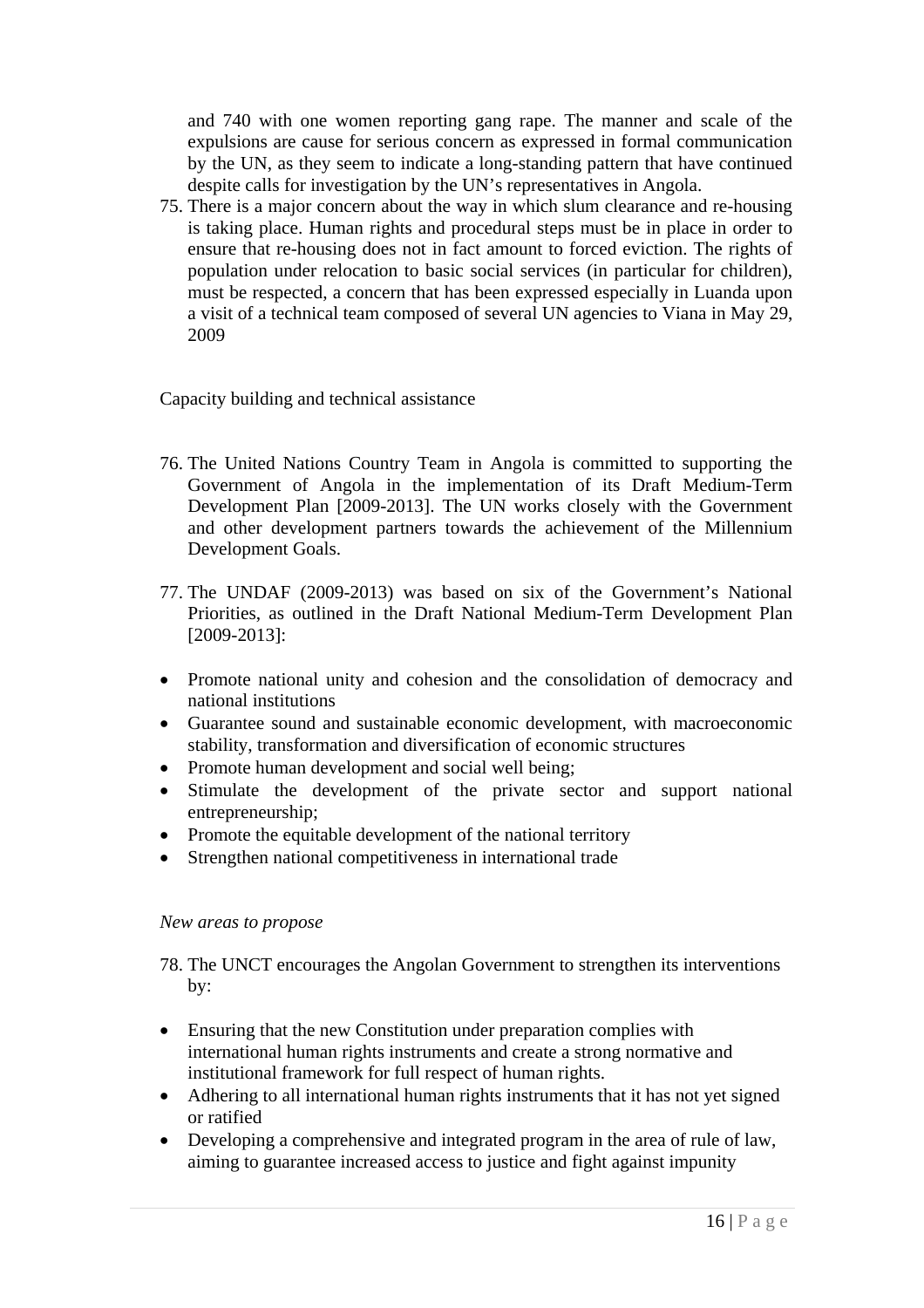and 740 with one women reporting gang rape. The manner and scale of the expulsions are cause for serious concern as expressed in formal communication by the UN, as they seem to indicate a long-standing pattern that have continued despite calls for investigation by the UN's representatives in Angola.

75. There is a major concern about the way in which slum clearance and re-housing is taking place. Human rights and procedural steps must be in place in order to ensure that re-housing does not in fact amount to forced eviction. The rights of population under relocation to basic social services (in particular for children), must be respected, a concern that has been expressed especially in Luanda upon a visit of a technical team composed of several UN agencies to Viana in May 29, 2009

Capacity building and technical assistance

76. The United Nations Country Team in Angola is committed to supporting the Government of Angola in the implementation of its Draft Medium-Term Development Plan [2009-2013]. The UN works closely with the Government and other development partners towards the achievement of the Millennium Development Goals.

77. The UNDAF (2009-2013) was based on six of the Government's National Priorities, as outlined in the Draft National Medium-Term Development Plan [2009-2013]:

- Promote national unity and cohesion and the consolidation of democracy and national institutions
- Guarantee sound and sustainable economic development, with macroeconomic stability, transformation and diversification of economic structures
- Promote human development and social well being;
- Stimulate the development of the private sector and support national entrepreneurship;
- Promote the equitable development of the national territory
- Strengthen national competitiveness in international trade

*New areas to propose*

78. The UNCT encourages the Angolan Government to strengthen its interventions by:

- Ensuring that the new Constitution under preparation complies with international human rights instruments and create a strong normative and institutional framework for full respect of human rights.
- Adhering to all international human rights instruments that it has not yet signed or ratified
- Developing a comprehensive and integrated program in the area of rule of law, aiming to guarantee increased access to justice and fight against impunity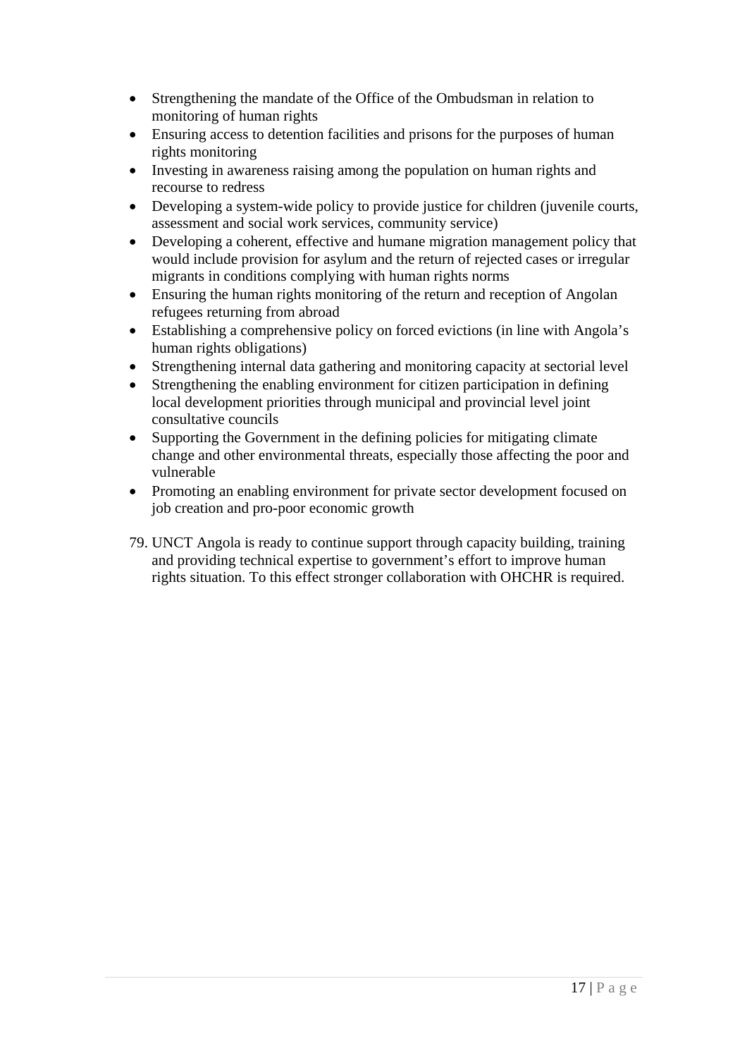- Strengthening the mandate of the Office of the Ombudsman in relation to monitoring of human rights
- Ensuring access to detention facilities and prisons for the purposes of human rights monitoring
- Investing in awareness raising among the population on human rights and recourse to redress
- Developing a system-wide policy to provide justice for children (juvenile courts, assessment and social work services, community service)
- Developing a coherent, effective and humane migration management policy that would include provision for asylum and the return of rejected cases or irregular migrants in conditions complying with human rights norms
- Ensuring the human rights monitoring of the return and reception of Angolan refugees returning from abroad
- Establishing a comprehensive policy on forced evictions (in line with Angola's human rights obligations)
- Strengthening internal data gathering and monitoring capacity at sectorial level
- Strengthening the enabling environment for citizen participation in defining local development priorities through municipal and provincial level joint consultative councils
- Supporting the Government in the defining policies for mitigating climate change and other environmental threats, especially those affecting the poor and vulnerable
- Promoting an enabling environment for private sector development focused on job creation and pro-poor economic growth

79. UNCT Angola is ready to continue support through capacity building, training and providing technical expertise to government's effort to improve human rights situation. To this effect stronger collaboration with OHCHR is required.